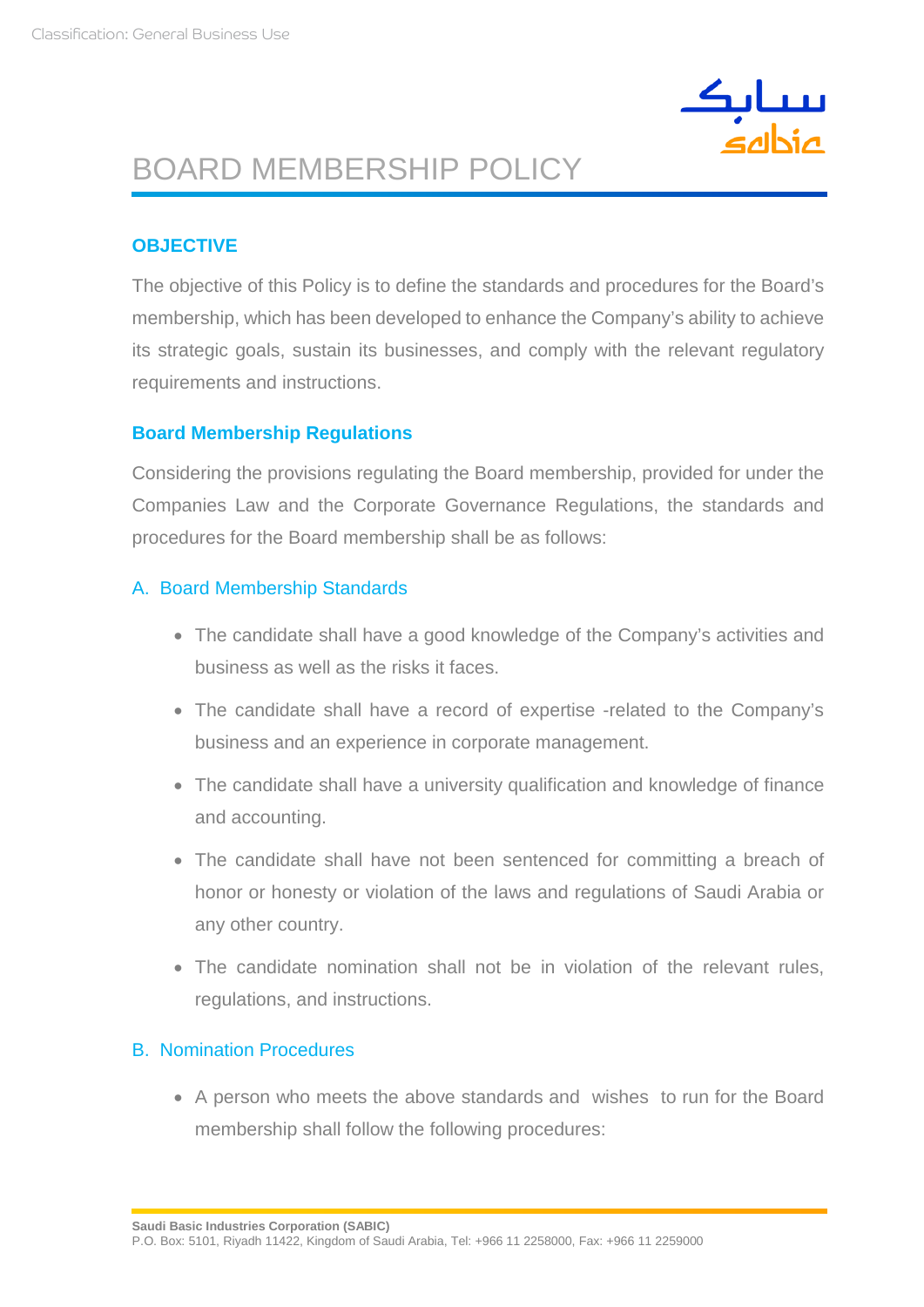# BOARD MEMBERSHIP POLICY

## OBJECTIVE

The objective of this Policy is to define the standards and procedures for the Board's membership, which has been developed to enhance the Company's ability to achieve its strategic goals, sustain its businesses, and comply with the relevant regulatory requirements and instructions.

## Board Membership Regulations

Considering the provisions regulating the Board membership, provided for under the Companies Law and the Corporate Governance Regulations, the standards and procedures for the Board membership shall be as follows:

### A. Board Membership Standards

- The candidate shall have a good knowledge of the Company's activities and business as well as the risks it faces.
- The candidate shall have a record of expertise -related to the Company's business and an experience in corporate management.
- The candidate shall have a university qualification and knowledge of finance and accounting.
- The candidate shall have not been sentenced for committing a breach of honor or honesty or violation of the laws and regulations of Saudi Arabia or any other country.
- The candidate nomination shall not be in violation of the relevant rules, regulations, and instructions.

### B. Nomination Procedures

- A person who meets the above standards and wishes to run for the Board membership shall follow the following procedures: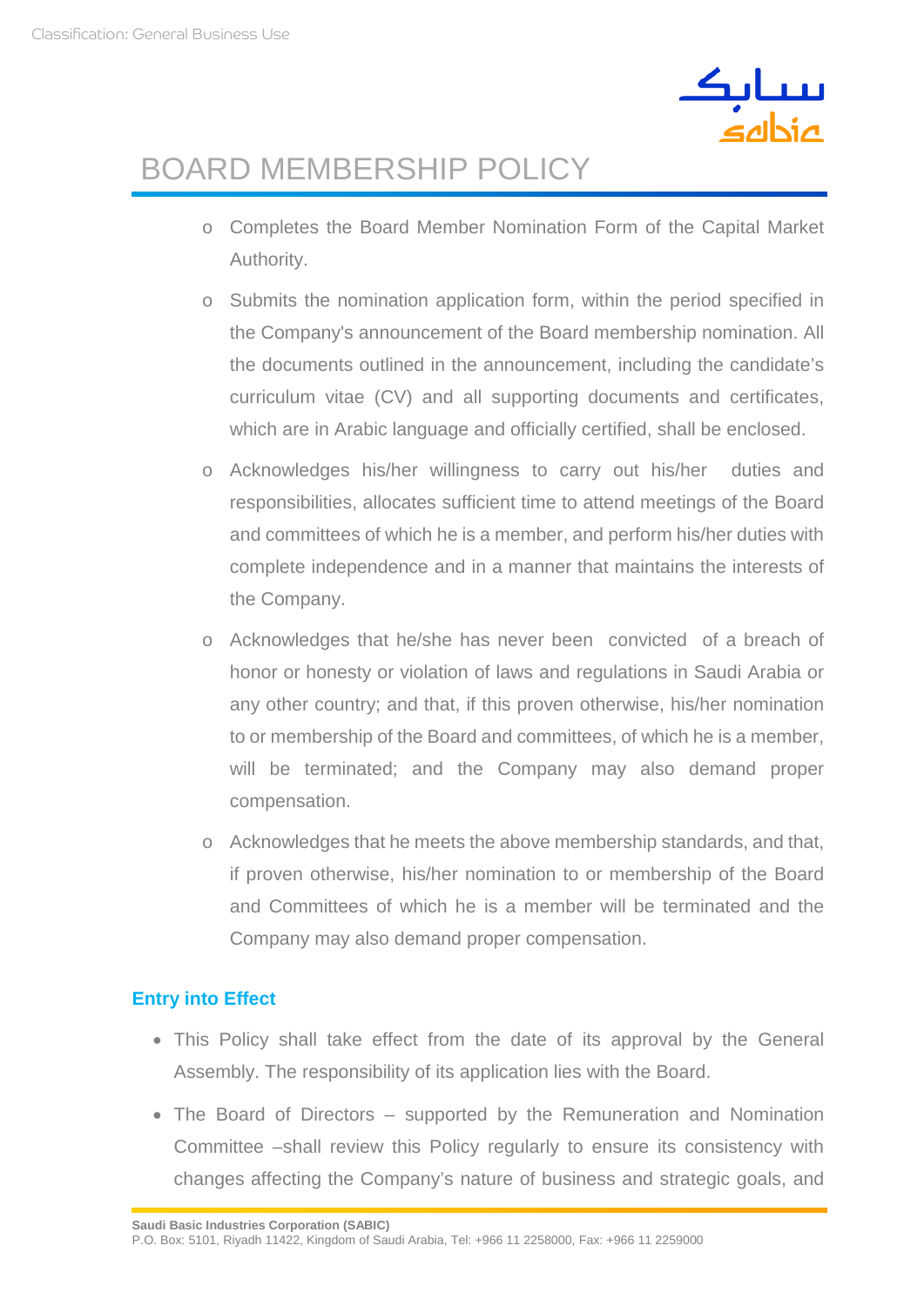- Completes the Board Member Nomination Form of the Capital Market Authority.
- Submits the nomination application form, within the period specified in the Company's announcement of the Board membership nomination. All the documents outlined in the announcement, including the candidate's curriculum vitae (CV) and all supporting documents and certificates, which are in Arabic language and officially certified, shall be enclosed.
- Acknowledges his/her willingness to carry out his/her duties and responsibilities, allocates sufficient time to attend meetings of the Board and committees of which he is a member, and perform his/her duties with complete independence and in a manner that maintains the interests of the Company.
- Acknowledges that he/she has never been convicted of a breach of honor or honesty or violation of laws and regulations in Saudi Arabia or any other country; and that, if this proven otherwise, his/her nomination to or membership of the Board and committees, of which he is a member, will be terminated; and the Company may also demand proper compensation.
- Acknowledges that he meets the above membership standards, and that, if proven otherwise, his/her nomination to or membership of the Board and Committees of which he is a member will be terminated and the Company may also demand proper compensation.

## Entry into Effect

- This Policy shall take effect from the date of its approval by the General Assembly. The responsibility of its application lies with the Board.
- The Board of Directors – supported by the Remuneration and Nomination Committee –shall review this Policy regularly to ensure its consistency with changes affecting the Company's nature of business and strategic goals, and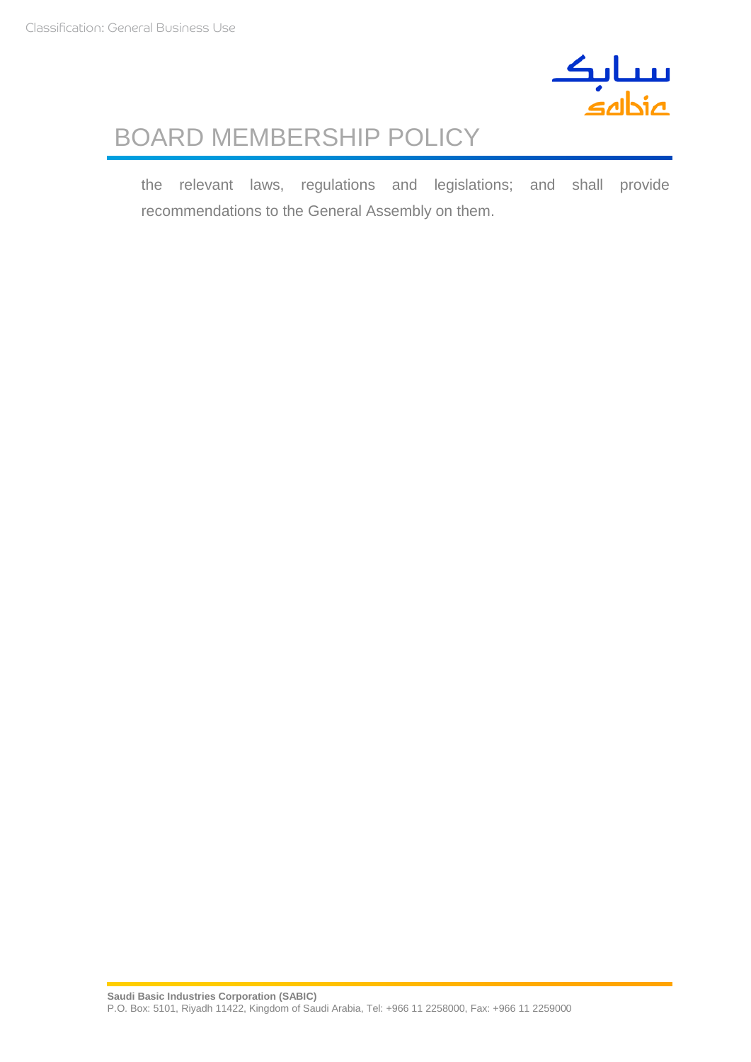the relevant laws, regulations and legislations; and shall provide recommendations to the General Assembly on them.